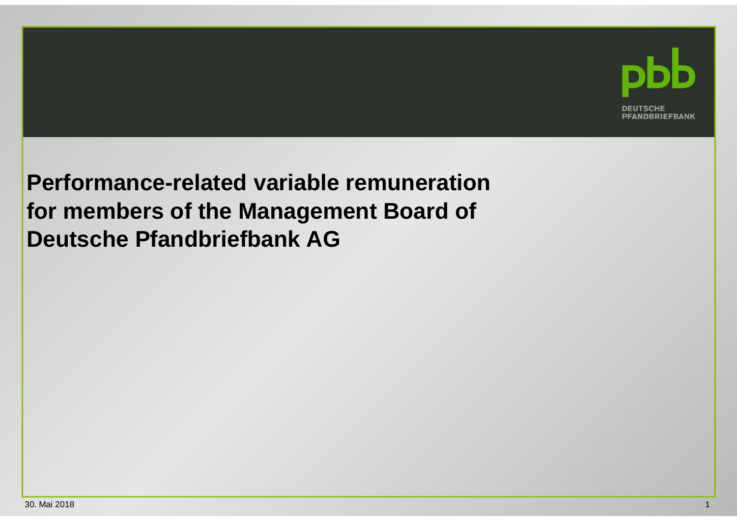# Performance-related variable remuneration for members of the Management Board of Deutsche Pfandbriefbank AG

30. Mai 2018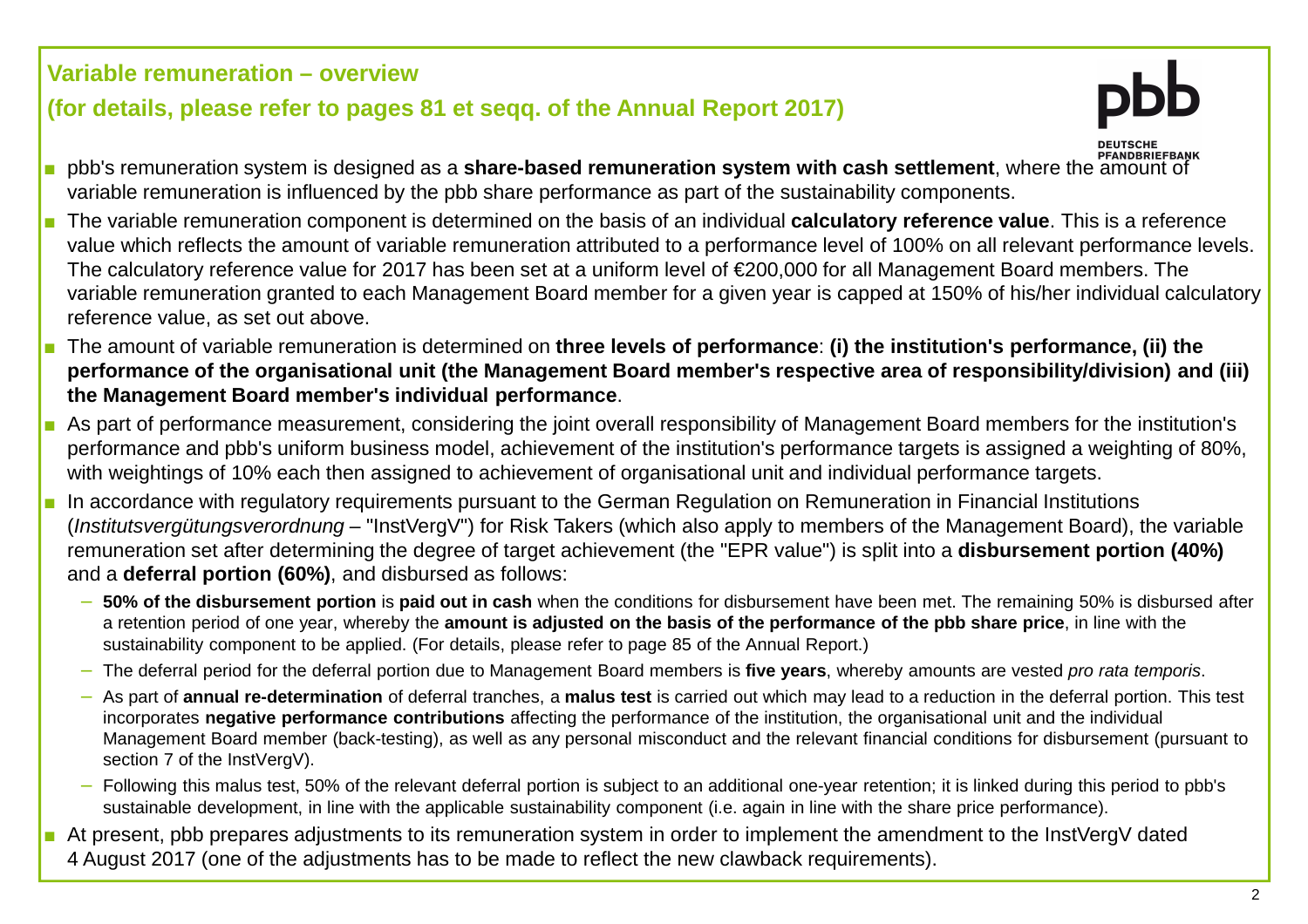## Variable remuneration – overview

## (for details, please refer to pages 81 et seqq. of the Annual Report 2017)

- pbb's remuneration system is designed as a **share-based remuneration system with cash settlement**, where the amount of variable remuneration is influenced by the pbb share performance as part of the sustainability components.
- The variable remuneration component is determined on the basis of an individual **calculatory reference value**. This is a reference value which reflects the amount of variable remuneration attributed to a performance level of 100% on all relevant performance levels. The calculatory reference value for 2017 has been set at a uniform level of €200,000 for all Management Board members. The variable remuneration granted to each Management Board member for a given year is capped at 150% of his/her individual calculatory reference value, as set out above.
- The amount of variable remuneration is determined on **three levels of performance**: **(i) the institution's performance, (ii) the performance of the organisational unit (the Management Board member's respective area of responsibility/division) and (iii) the Management Board member's individual performance**.
- As part of performance measurement, considering the joint overall responsibility of Management Board members for the institution's performance and pbb's uniform business model, achievement of the institution's performance targets is assigned a weighting of 80%, with weightings of 10% each then assigned to achievement of organisational unit and individual performance targets.
- In accordance with regulatory requirements pursuant to the German Regulation on Remuneration in Financial Institutions (*Institutsvergütungsverordnung* – "InstVergV") for Risk Takers (which also apply to members of the Management Board), the variable remuneration set after determining the degree of target achievement (the "EPR value") is split into a **disbursement portion (40%)** and a **deferral portion (60%)**, and disbursed as follows:
  - **50% of the disbursement portion** is **paid out in cash** when the conditions for disbursement have been met. The remaining 50% is disbursed after a retention period of one year, whereby the **amount is adjusted on the basis of the performance of the pbb share price**, in line with the sustainability component to be applied. (For details, please refer to page 85 of the Annual Report.)
  - The deferral period for the deferral portion due to Management Board members is **five years**, whereby amounts are vested *pro rata temporis*.
  - As part of **annual re-determination** of deferral tranches, a **malus test** is carried out which may lead to a reduction in the deferral portion. This test incorporates **negative performance contributions** affecting the performance of the institution, the organisational unit and the individual Management Board member (back-testing), as well as any personal misconduct and the relevant financial conditions for disbursement (pursuant to section 7 of the InstVergV).
  - Following this malus test, 50% of the relevant deferral portion is subject to an additional one-year retention; it is linked during this period to pbb's sustainable development, in line with the applicable sustainability component (i.e. again in line with the share price performance).
- At present, pbb prepares adjustments to its remuneration system in order to implement the amendment to the InstVergV dated 4 August 2017 (one of the adjustments has to be made to reflect the new clawback requirements).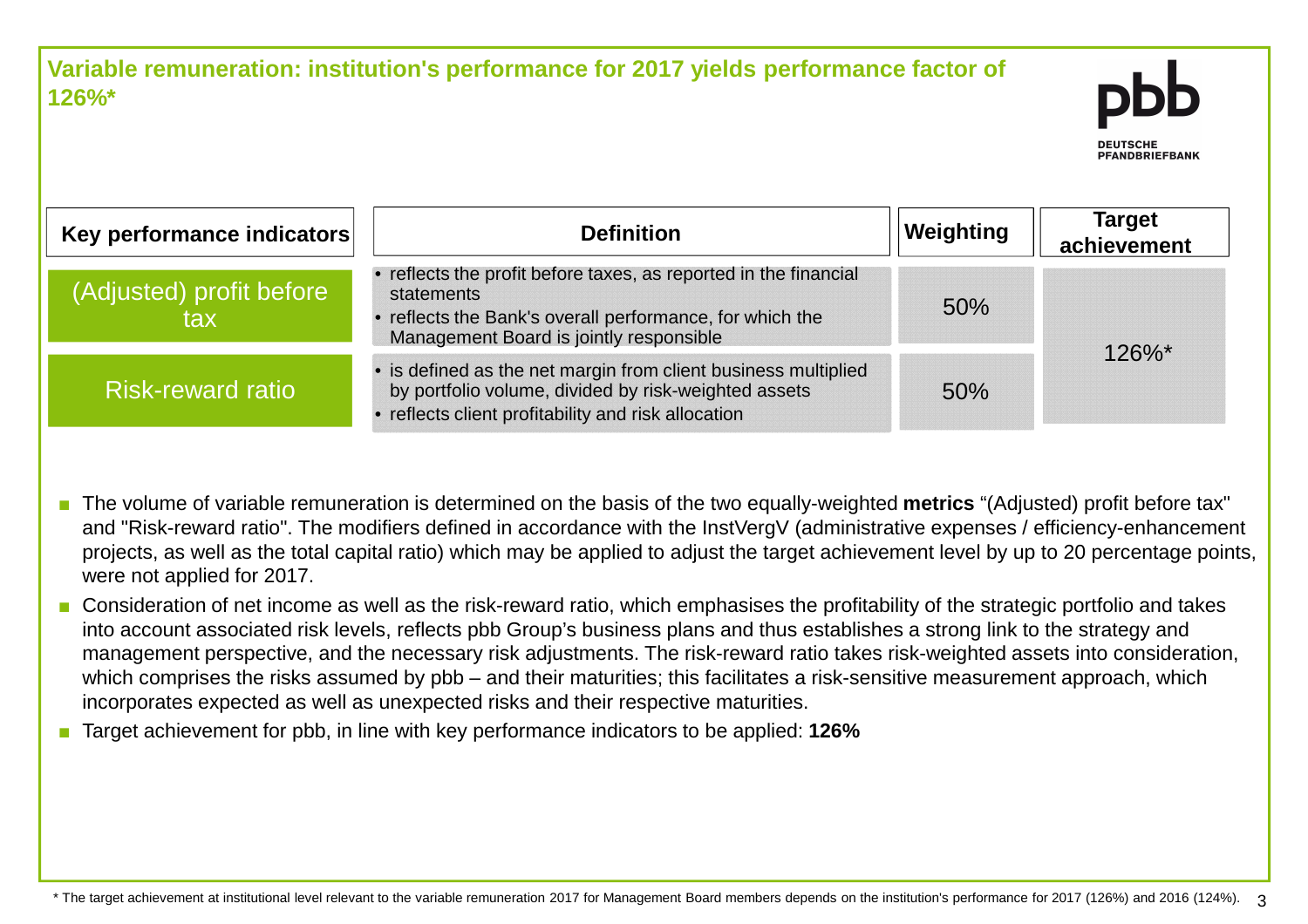# Variable remuneration: institution's performance for 2017 yields performance factor of 126%*

| Key performance indicators | Definition | Weighting | Target achievement |
|---|---|---|---|
| (Adjusted) profit before tax | • reflects the profit before taxes, as reported in the financial statements<br>• reflects the Bank's overall performance, for which the Management Board is jointly responsible | 50% | 126%* |
| Risk-reward ratio | • is defined as the net margin from client business multiplied by portfolio volume, divided by risk-weighted assets<br>• reflects client profitability and risk allocation | 50% | |

- The volume of variable remuneration is determined on the basis of the two equally-weighted **metrics** “(Adjusted) profit before tax" and "Risk-reward ratio". The modifiers defined in accordance with the InstVergV (administrative expenses / efficiency-enhancement projects, as well as the total capital ratio) which may be applied to adjust the target achievement level by up to 20 percentage points, were not applied for 2017.
- Consideration of net income as well as the risk-reward ratio, which emphasises the profitability of the strategic portfolio and takes into account associated risk levels, reflects pbb Group’s business plans and thus establishes a strong link to the strategy and management perspective, and the necessary risk adjustments. The risk-reward ratio takes risk-weighted assets into consideration, which comprises the risks assumed by pbb – and their maturities; this facilitates a risk-sensitive measurement approach, which incorporates expected as well as unexpected risks and their respective maturities.
- Target achievement for pbb, in line with key performance indicators to be applied: **126%**

* The target achievement at institutional level relevant to the variable remuneration 2017 for Management Board members depends on the institution's performance for 2017 (126%) and 2016 (124%).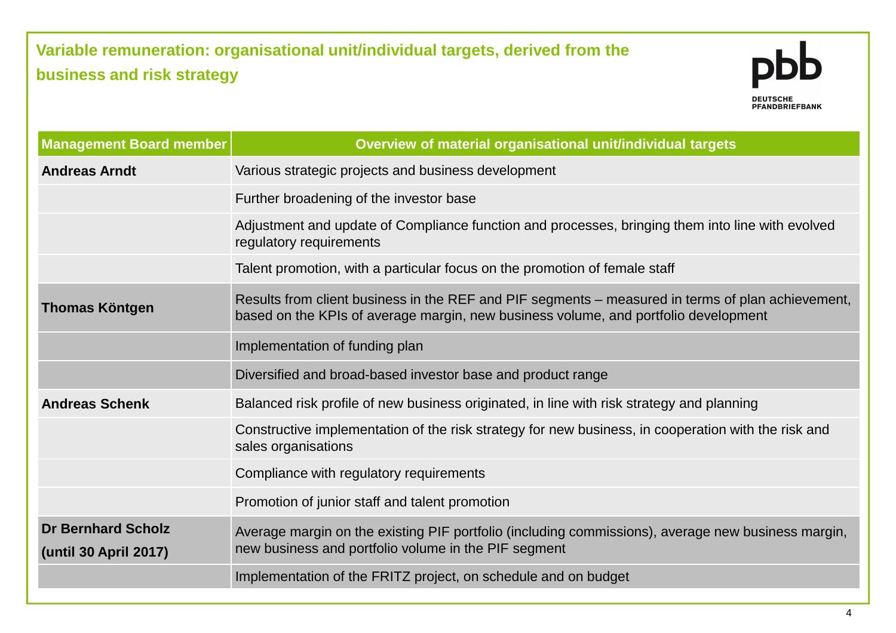# Variable remuneration: organisational unit/individual targets, derived from the business and risk strategy

| Management Board member | Overview of material organisational unit/individual targets |
| --- | --- |
| **Andreas Arndt** | Various strategic projects and business development |
| | Further broadening of the investor base |
| | Adjustment and update of Compliance function and processes, bringing them into line with evolved regulatory requirements |
| | Talent promotion, with a particular focus on the promotion of female staff |
| **Thomas Köntgen** | Results from client business in the REF and PIF segments – measured in terms of plan achievement, based on the KPIs of average margin, new business volume, and portfolio development |
| | Implementation of funding plan |
| | Diversified and broad-based investor base and product range |
| **Andreas Schenk** | Balanced risk profile of new business originated, in line with risk strategy and planning |
| | Constructive implementation of the risk strategy for new business, in cooperation with the risk and sales organisations |
| | Compliance with regulatory requirements |
| | Promotion of junior staff and talent promotion |
| **Dr Bernhard Scholz (until 30 April 2017)** | Average margin on the existing PIF portfolio (including commissions), average new business margin, new business and portfolio volume in the PIF segment |
| | Implementation of the FRITZ project, on schedule and on budget |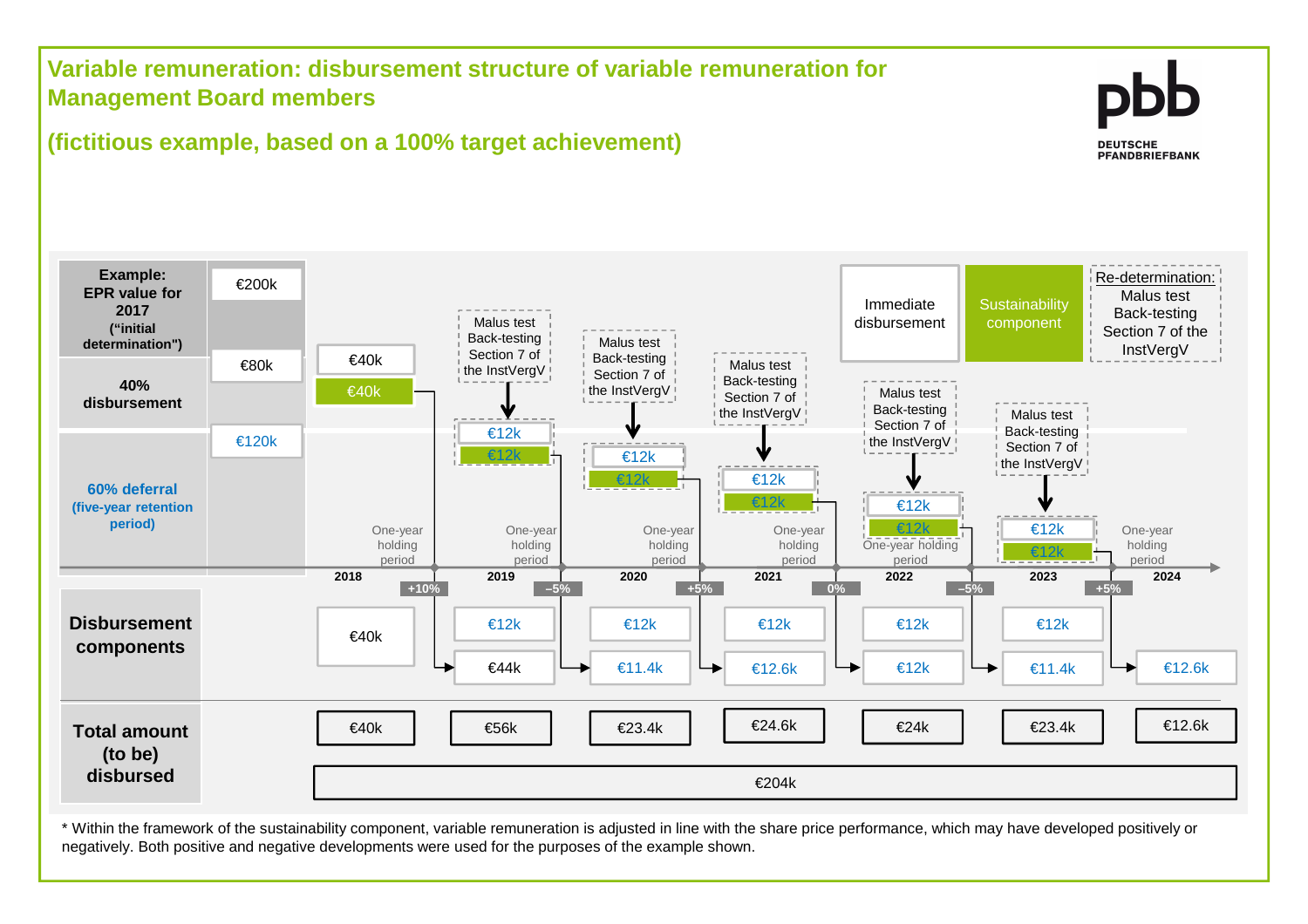# Variable remuneration: disbursement structure of variable remuneration for Management Board members

## (fictitious example, based on a 100% target achievement)

**Example: EPR value for 2017 ("initial determination")** — €200k

**40% disbursement** — €80k

**60% deferral (five-year retention period)** — €120k

Immediate disbursement

Sustainability component

Re-determination: Malus test Back-testing Section 7 of the InstVergV

Malus test Back-testing Section 7 of the InstVergV

One-year holding period

2018
2019
2020
2021
2022
2023
2024

+10%
–5%
+5%
0%
–5%
+5%

€40k
€40k
€12k
€12k
€12k
€12k
€12k
€12k
€12k
€12k
€12k
€12k

**Disbursement components**

€40k
€12k
€44k
€12k
€11.4k
€12k
€12.6k
€12k
€12k
€12k
€11.4k
€12.6k

**Total amount (to be) disbursed**

€40k
€56k
€23.4k
€24.6k
€24k
€23.4k
€12.6k

€204k

\* Within the framework of the sustainability component, variable remuneration is adjusted in line with the share price performance, which may have developed positively or negatively. Both positive and negative developments were used for the purposes of the example shown.